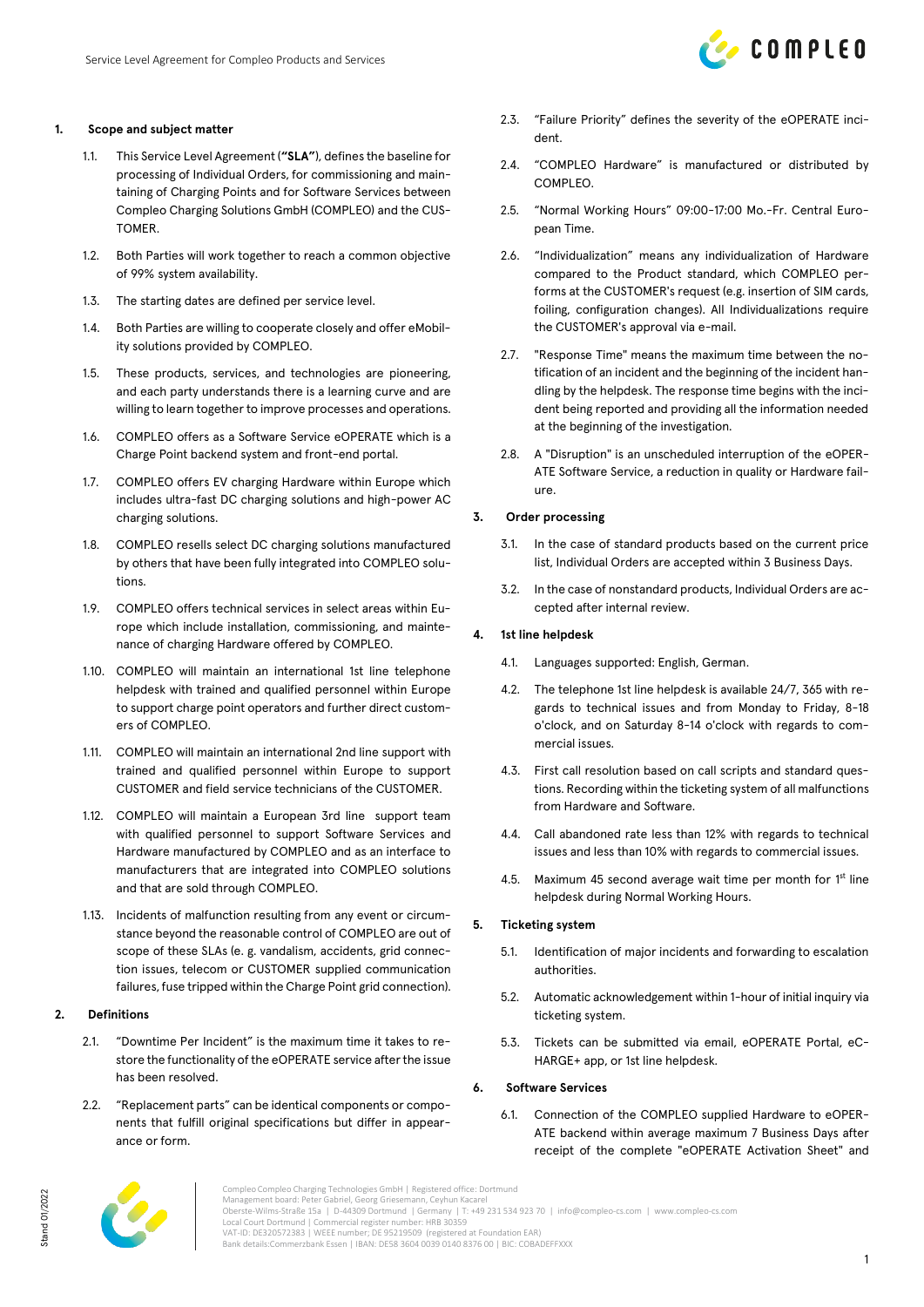## 1. Scope and subject matter

1.1. This Service Level Agreement (**"SLA"**), defines the baseline for processing of Individual Orders, for commissioning and maintaining of Charging Points and for Software Services between Compleo Charging Solutions GmbH (COMPLEO) and the CUSTOMER.

1.2. Both Parties will work together to reach a common objective of 99% system availability.

1.3. The starting dates are defined per service level.

1.4. Both Parties are willing to cooperate closely and offer eMobility solutions provided by COMPLEO.

1.5. These products, services, and technologies are pioneering, and each party understands there is a learning curve and are willing to learn together to improve processes and operations.

1.6. COMPLEO offers as a Software Service eOPERATE which is a Charge Point backend system and front-end portal.

1.7. COMPLEO offers EV charging Hardware within Europe which includes ultra-fast DC charging solutions and high-power AC charging solutions.

1.8. COMPLEO resells select DC charging solutions manufactured by others that have been fully integrated into COMPLEO solutions.

1.9. COMPLEO offers technical services in select areas within Europe which include installation, commissioning, and maintenance of charging Hardware offered by COMPLEO.

1.10. COMPLEO will maintain an international 1st line telephone helpdesk with trained and qualified personnel within Europe to support charge point operators and further direct customers of COMPLEO.

1.11. COMPLEO will maintain an international 2nd line support with trained and qualified personnel within Europe to support CUSTOMER and field service technicians of the CUSTOMER.

1.12. COMPLEO will maintain a European 3rd line support team with qualified personnel to support Software Services and Hardware manufactured by COMPLEO and as an interface to manufacturers that are integrated into COMPLEO solutions and that are sold through COMPLEO.

1.13. Incidents of malfunction resulting from any event or circumstance beyond the reasonable control of COMPLEO are out of scope of these SLAs (e. g. vandalism, accidents, grid connection issues, telecom or CUSTOMER supplied communication failures, fuse tripped within the Charge Point grid connection).

## 2. Definitions

2.1. "Downtime Per Incident" is the maximum time it takes to restore the functionality of the eOPERATE service after the issue has been resolved.

2.2. "Replacement parts" can be identical components or components that fulfill original specifications but differ in appearance or form.

2.3. "Failure Priority" defines the severity of the eOPERATE incident.

2.4. "COMPLEO Hardware" is manufactured or distributed by COMPLEO.

2.5. "Normal Working Hours" 09:00-17:00 Mo.-Fr. Central European Time.

2.6. "Individualization" means any individualization of Hardware compared to the Product standard, which COMPLEO performs at the CUSTOMER's request (e.g. insertion of SIM cards, foiling, configuration changes). All Individualizations require the CUSTOMER's approval via e-mail.

2.7. "Response Time" means the maximum time between the notification of an incident and the beginning of the incident handling by the helpdesk. The response time begins with the incident being reported and providing all the information needed at the beginning of the investigation.

2.8. A "Disruption" is an unscheduled interruption of the eOPERATE Software Service, a reduction in quality or Hardware failure.

## 3. Order processing

3.1. In the case of standard products based on the current price list, Individual Orders are accepted within 3 Business Days.

3.2. In the case of nonstandard products, Individual Orders are accepted after internal review.

## 4. 1st line helpdesk

4.1. Languages supported: English, German.

4.2. The telephone 1st line helpdesk is available 24/7, 365 with regards to technical issues and from Monday to Friday, 8-18 o'clock, and on Saturday 8-14 o'clock with regards to commercial issues.

4.3. First call resolution based on call scripts and standard questions. Recording within the ticketing system of all malfunctions from Hardware and Software.

4.4. Call abandoned rate less than 12% with regards to technical issues and less than 10% with regards to commercial issues.

4.5. Maximum 45 second average wait time per month for 1st line helpdesk during Normal Working Hours.

## 5. Ticketing system

5.1. Identification of major incidents and forwarding to escalation authorities.

5.2. Automatic acknowledgement within 1-hour of initial inquiry via ticketing system.

5.3. Tickets can be submitted via email, eOPERATE Portal, eCHARGE+ app, or 1st line helpdesk.

## 6. Software Services

6.1. Connection of the COMPLEO supplied Hardware to eOPERATE backend within average maximum 7 Business Days after receipt of the complete "eOPERATE Activation Sheet" and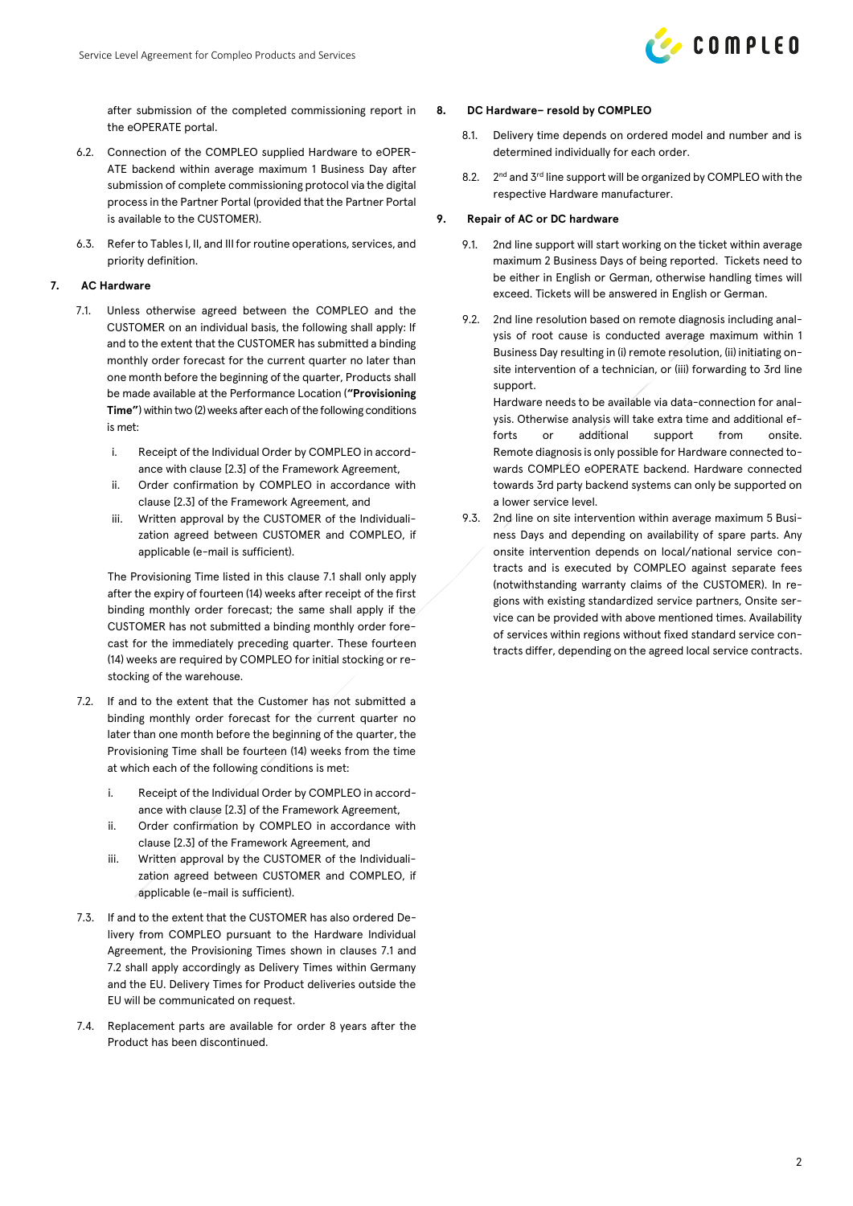after submission of the completed commissioning report in the eOPERATE portal.

6.2. Connection of the COMPLEO supplied Hardware to eOPERATE backend within average maximum 1 Business Day after submission of complete commissioning protocol via the digital process in the Partner Portal (provided that the Partner Portal is available to the CUSTOMER).

6.3. Refer to Tables I, II, and III for routine operations, services, and priority definition.

## 7. AC Hardware

7.1. Unless otherwise agreed between the COMPLEO and the CUSTOMER on an individual basis, the following shall apply: If and to the extent that the CUSTOMER has submitted a binding monthly order forecast for the current quarter no later than one month before the beginning of the quarter, Products shall be made available at the Performance Location (**"Provisioning Time"**) within two (2) weeks after each of the following conditions is met:

i. Receipt of the Individual Order by COMPLEO in accordance with clause [2.3] of the Framework Agreement,
ii. Order confirmation by COMPLEO in accordance with clause [2.3] of the Framework Agreement, and
iii. Written approval by the CUSTOMER of the Individualization agreed between CUSTOMER and COMPLEO, if applicable (e-mail is sufficient).

The Provisioning Time listed in this clause 7.1 shall only apply after the expiry of fourteen (14) weeks after receipt of the first binding monthly order forecast; the same shall apply if the CUSTOMER has not submitted a binding monthly order forecast for the immediately preceding quarter. These fourteen (14) weeks are required by COMPLEO for initial stocking or restocking of the warehouse.

7.2. If and to the extent that the Customer has not submitted a binding monthly order forecast for the current quarter no later than one month before the beginning of the quarter, the Provisioning Time shall be fourteen (14) weeks from the time at which each of the following conditions is met:

i. Receipt of the Individual Order by COMPLEO in accordance with clause [2.3] of the Framework Agreement,
ii. Order confirmation by COMPLEO in accordance with clause [2.3] of the Framework Agreement, and
iii. Written approval by the CUSTOMER of the Individualization agreed between CUSTOMER and COMPLEO, if applicable (e-mail is sufficient).

7.3. If and to the extent that the CUSTOMER has also ordered Delivery from COMPLEO pursuant to the Hardware Individual Agreement, the Provisioning Times shown in clauses 7.1 and 7.2 shall apply accordingly as Delivery Times within Germany and the EU. Delivery Times for Product deliveries outside the EU will be communicated on request.

7.4. Replacement parts are available for order 8 years after the Product has been discontinued.

## 8. DC Hardware– resold by COMPLEO

8.1. Delivery time depends on ordered model and number and is determined individually for each order.

8.2. 2nd and 3rd line support will be organized by COMPLEO with the respective Hardware manufacturer.

## 9. Repair of AC or DC hardware

9.1. 2nd line support will start working on the ticket within average maximum 2 Business Days of being reported. Tickets need to be either in English or German, otherwise handling times will exceed. Tickets will be answered in English or German.

9.2. 2nd line resolution based on remote diagnosis including analysis of root cause is conducted average maximum within 1 Business Day resulting in (i) remote resolution, (ii) initiating onsite intervention of a technician, or (iii) forwarding to 3rd line support.
Hardware needs to be available via data-connection for analysis. Otherwise analysis will take extra time and additional efforts or additional support from onsite. Remote diagnosis is only possible for Hardware connected towards COMPLEO eOPERATE backend. Hardware connected towards 3rd party backend systems can only be supported on a lower service level.

9.3. 2nd line on site intervention within average maximum 5 Business Days and depending on availability of spare parts. Any onsite intervention depends on local/national service contracts and is executed by COMPLEO against separate fees (notwithstanding warranty claims of the CUSTOMER). In regions with existing standardized service partners, Onsite service can be provided with above mentioned times. Availability of services within regions without fixed standard service contracts differ, depending on the agreed local service contracts.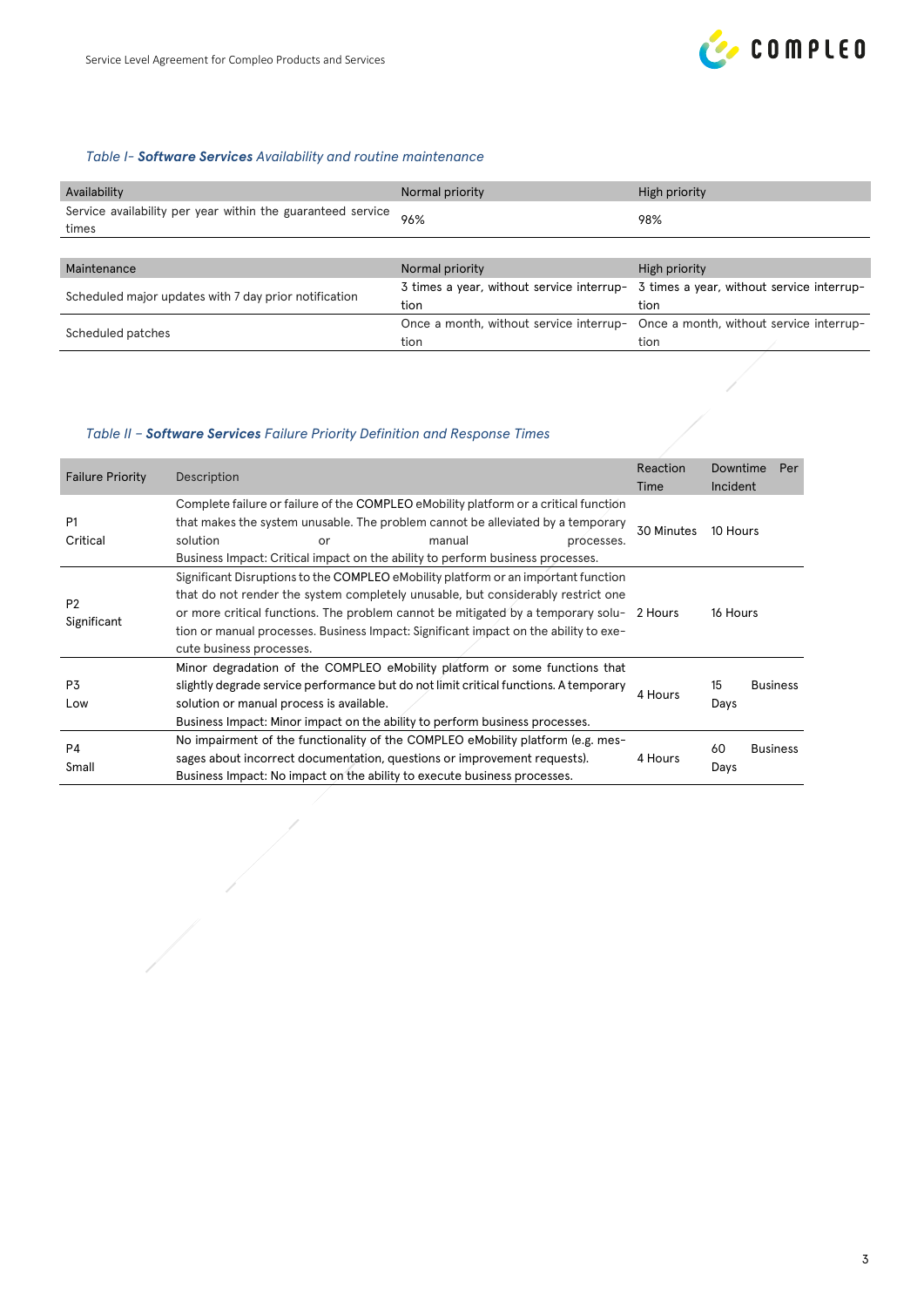*Table I- **Software Services** Availability and routine maintenance*

| Availability | Normal priority | High priority |
|---|---|---|
| Service availability per year within the guaranteed service times | 96% | 98% |

| Maintenance | Normal priority | High priority |
|---|---|---|
| Scheduled major updates with 7 day prior notification | 3 times a year, without service interruption | 3 times a year, without service interruption |
| Scheduled patches | Once a month, without service interruption | Once a month, without service interruption |

*Table II – **Software Services** Failure Priority Definition and Response Times*

| Failure Priority | Description | Reaction Time | Downtime Per Incident |
|---|---|---|---|
| P1 Critical | Complete failure or failure of the COMPLEO eMobility platform or a critical function that makes the system unusable. The problem cannot be alleviated by a temporary solution or manual processes. Business Impact: Critical impact on the ability to perform business processes. | 30 Minutes | 10 Hours |
| P2 Significant | Significant Disruptions to the COMPLEO eMobility platform or an important function that do not render the system completely unusable, but considerably restrict one or more critical functions. The problem cannot be mitigated by a temporary solution or manual processes. Business Impact: Significant impact on the ability to execute business processes. | 2 Hours | 16 Hours |
| P3 Low | Minor degradation of the COMPLEO eMobility platform or some functions that slightly degrade service performance but do not limit critical functions. A temporary solution or manual process is available. Business Impact: Minor impact on the ability to perform business processes. | 4 Hours | 15 Business Days |
| P4 Small | No impairment of the functionality of the COMPLEO eMobility platform (e.g. messages about incorrect documentation, questions or improvement requests). Business Impact: No impact on the ability to execute business processes. | 4 Hours | 60 Business Days |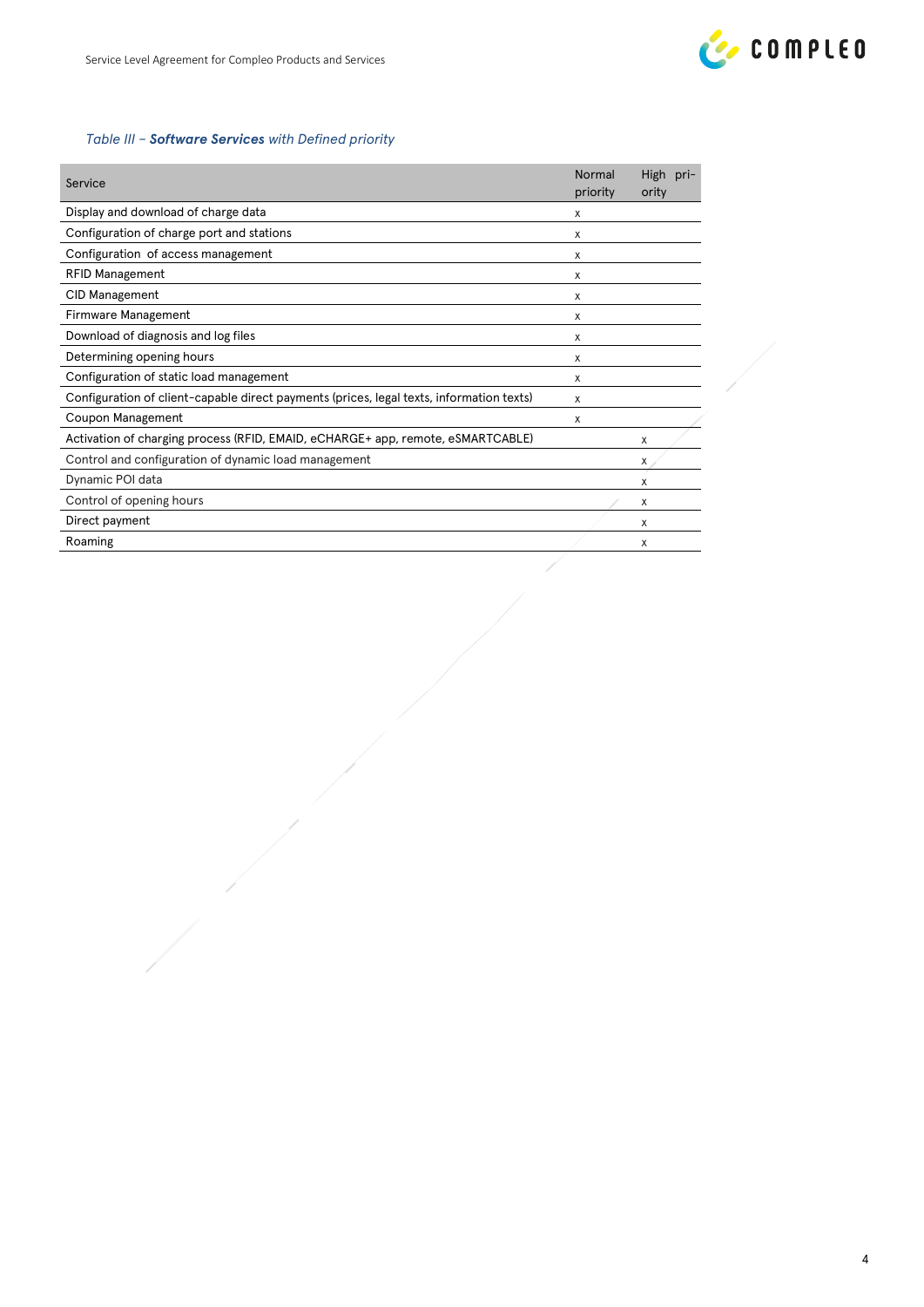*Table III – **Software Services** with Defined priority*

| Service | Normal priority | High priority |
|---|---|---|
| Display and download of charge data | x | |
| Configuration of charge port and stations | x | |
| Configuration of access management | x | |
| RFID Management | x | |
| CID Management | x | |
| Firmware Management | x | |
| Download of diagnosis and log files | x | |
| Determining opening hours | x | |
| Configuration of static load management | x | |
| Configuration of client-capable direct payments (prices, legal texts, information texts) | x | |
| Coupon Management | x | |
| Activation of charging process (RFID, EMAID, eCHARGE+ app, remote, eSMARTCABLE) | | x |
| Control and configuration of dynamic load management | | x |
| Dynamic POI data | | x |
| Control of opening hours | | x |
| Direct payment | | x |
| Roaming | | x |